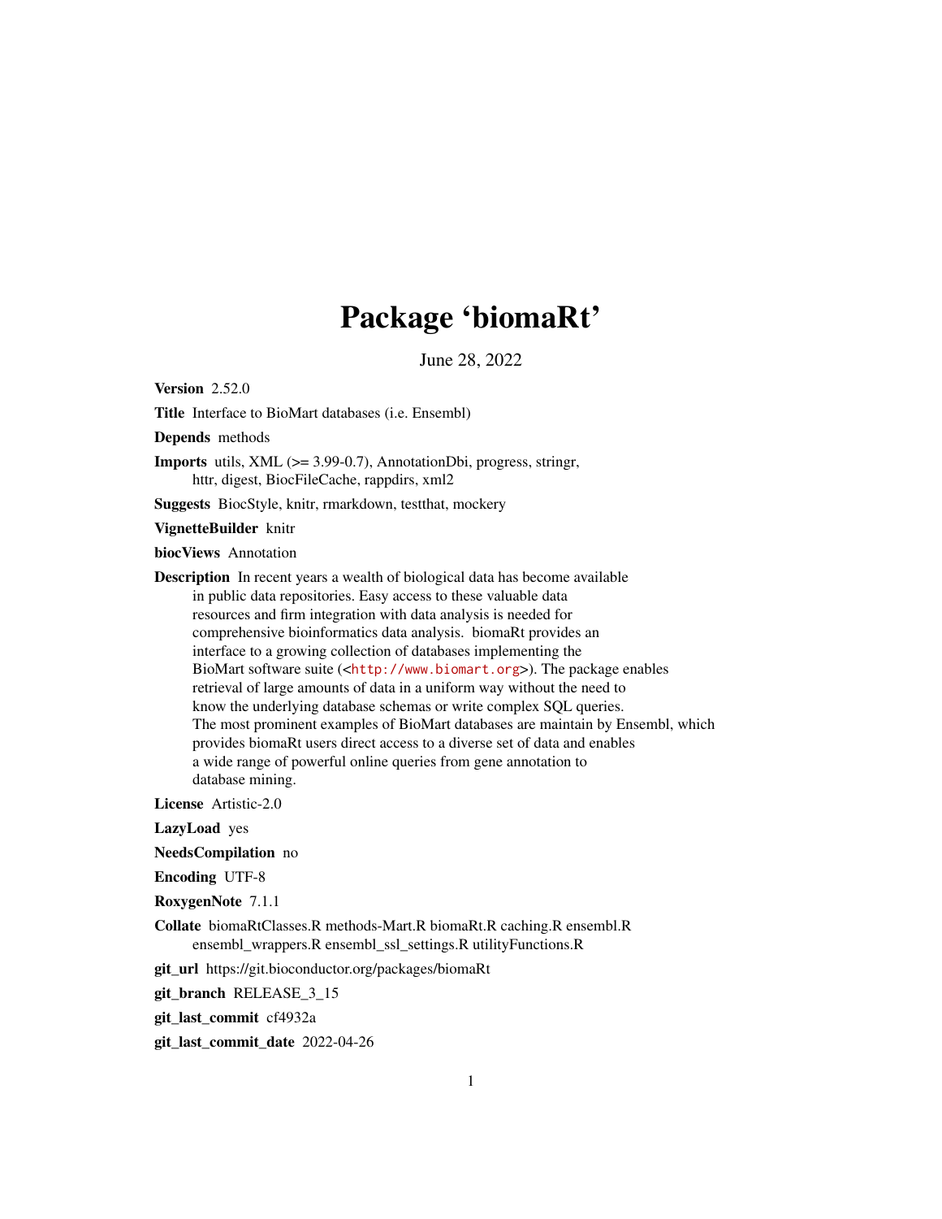# Package 'biomaRt'

June 28, 2022

**Version** 2.52.0

**Title** Interface to BioMart databases (i.e. Ensembl)

**Depends** methods

**Imports** utils, XML (>= 3.99-0.7), AnnotationDbi, progress, stringr, httr, digest, BiocFileCache, rappdirs, xml2

**Suggests** BiocStyle, knitr, rmarkdown, testthat, mockery

**VignetteBuilder** knitr

**biocViews** Annotation

**Description** In recent years a wealth of biological data has become available in public data repositories. Easy access to these valuable data resources and firm integration with data analysis is needed for comprehensive bioinformatics data analysis. biomaRt provides an interface to a growing collection of databases implementing the BioMart software suite (<http://www.biomart.org>). The package enables retrieval of large amounts of data in a uniform way without the need to know the underlying database schemas or write complex SQL queries. The most prominent examples of BioMart databases are maintain by Ensembl, which provides biomaRt users direct access to a diverse set of data and enables a wide range of powerful online queries from gene annotation to database mining.

**License** Artistic-2.0

**LazyLoad** yes

**NeedsCompilation** no

**Encoding** UTF-8

**RoxygenNote** 7.1.1

**Collate** biomaRtClasses.R methods-Mart.R biomaRt.R caching.R ensembl.R ensembl_wrappers.R ensembl_ssl_settings.R utilityFunctions.R

**git_url** https://git.bioconductor.org/packages/biomaRt

**git_branch** RELEASE_3_15

**git_last_commit** cf4932a

**git_last_commit_date** 2022-04-26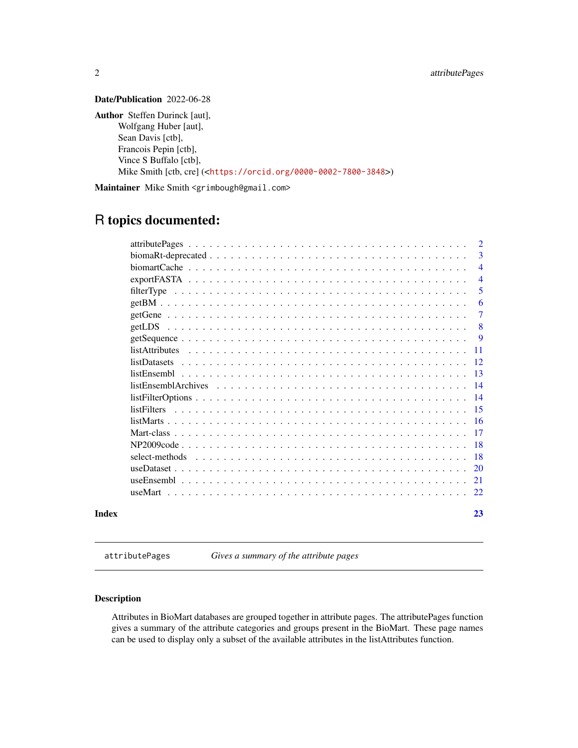**Date/Publication** 2022-06-28

**Author** Steffen Durinck [aut],
Wolfgang Huber [aut],
Sean Davis [ctb],
Francois Pepin [ctb],
Vince S Buffalo [ctb],
Mike Smith [ctb, cre] (<https://orcid.org/0000-0002-7800-3848>)

**Maintainer** Mike Smith <grimbough@gmail.com>

# R topics documented:

| | |
|---|---|
| attributePages | 2 |
| biomaRt-deprecated | 3 |
| biomartCache | 4 |
| exportFASTA | 4 |
| filterType | 5 |
| getBM | 6 |
| getGene | 7 |
| getLDS | 8 |
| getSequence | 9 |
| listAttributes | 11 |
| listDatasets | 12 |
| listEnsembl | 13 |
| listEnsemblArchives | 14 |
| listFilterOptions | 14 |
| listFilters | 15 |
| listMarts | 16 |
| Mart-class | 17 |
| NP2009code | 18 |
| select-methods | 18 |
| useDataset | 20 |
| useEnsembl | 21 |
| useMart | 22 |

**Index** **23**

---

`attributePages` *Gives a summary of the attribute pages*

---

### Description

Attributes in BioMart databases are grouped together in attribute pages. The attributePages function gives a summary of the attribute categories and groups present in the BioMart. These page names can be used to display only a subset of the available attributes in the listAttributes function.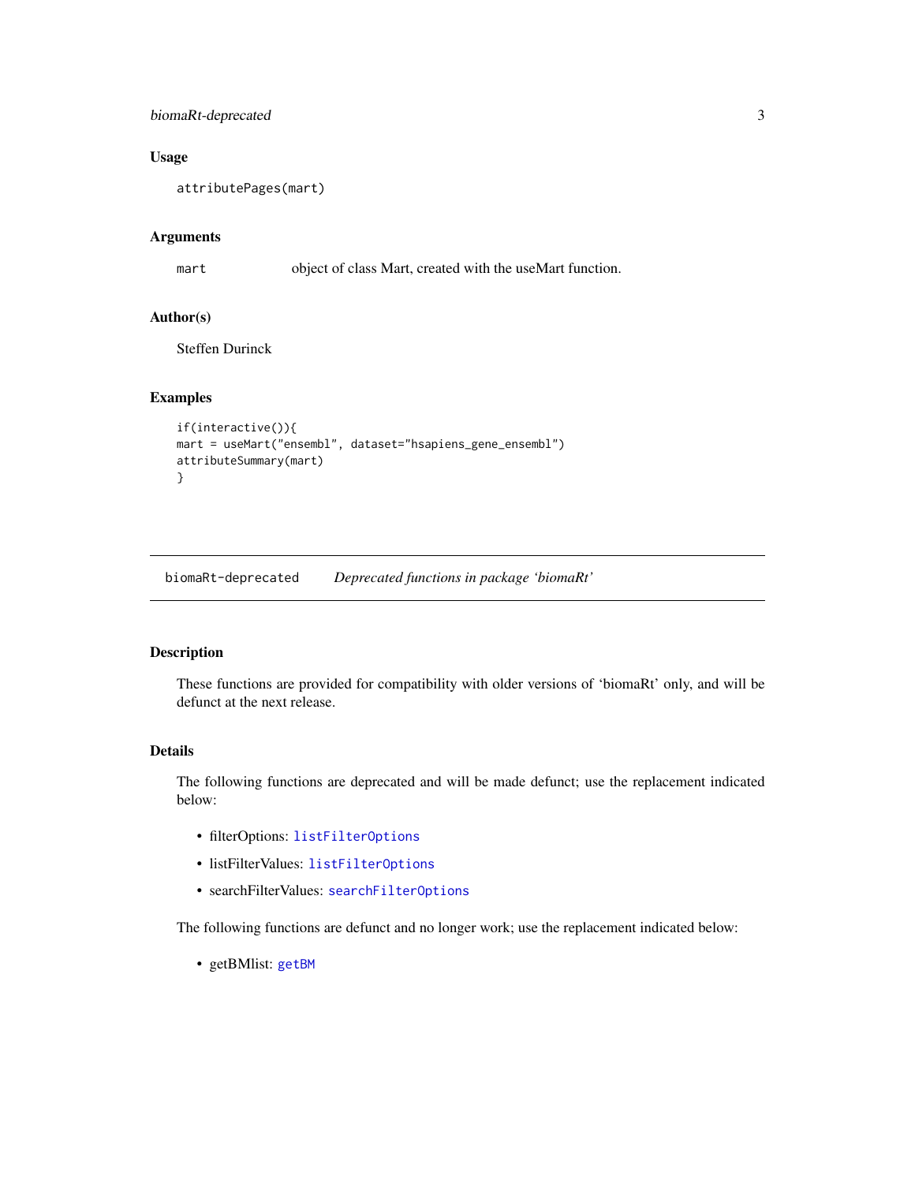## Usage

```
attributePages(mart)
```

## Arguments

mart    object of class Mart, created with the useMart function.

## Author(s)

Steffen Durinck

## Examples

```
if(interactive()){
mart = useMart("ensembl", dataset="hsapiens_gene_ensembl")
attributeSummary(mart)
}
```

---

# biomaRt-deprecated    *Deprecated functions in package 'biomaRt'*

---

## Description

These functions are provided for compatibility with older versions of 'biomaRt' only, and will be defunct at the next release.

## Details

The following functions are deprecated and will be made defunct; use the replacement indicated below:

- filterOptions: `listFilterOptions`
- listFilterValues: `listFilterOptions`
- searchFilterValues: `searchFilterOptions`

The following functions are defunct and no longer work; use the replacement indicated below:

- getBMlist: `getBM`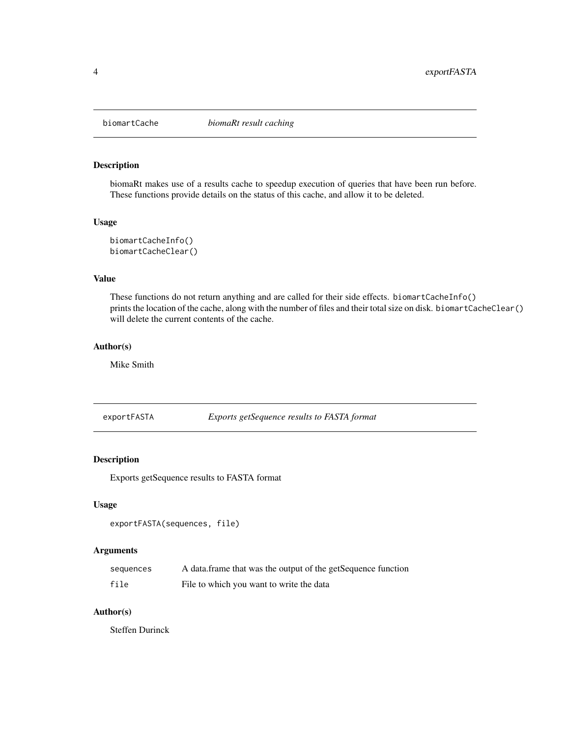## biomartCache — *biomaRt result caching*

### Description

biomaRt makes use of a results cache to speedup execution of queries that have been run before. These functions provide details on the status of this cache, and allow it to be deleted.

### Usage

```
biomartCacheInfo()
biomartCacheClear()
```

### Value

These functions do not return anything and are called for their side effects. `biomartCacheInfo()` prints the location of the cache, along with the number of files and their total size on disk. `biomartCacheClear()` will delete the current contents of the cache.

### Author(s)

Mike Smith

## exportFASTA — *Exports getSequence results to FASTA format*

### Description

Exports getSequence results to FASTA format

### Usage

```
exportFASTA(sequences, file)
```

### Arguments

| | |
|---|---|
| `sequences` | A data.frame that was the output of the getSequence function |
| `file` | File to which you want to write the data |

### Author(s)

Steffen Durinck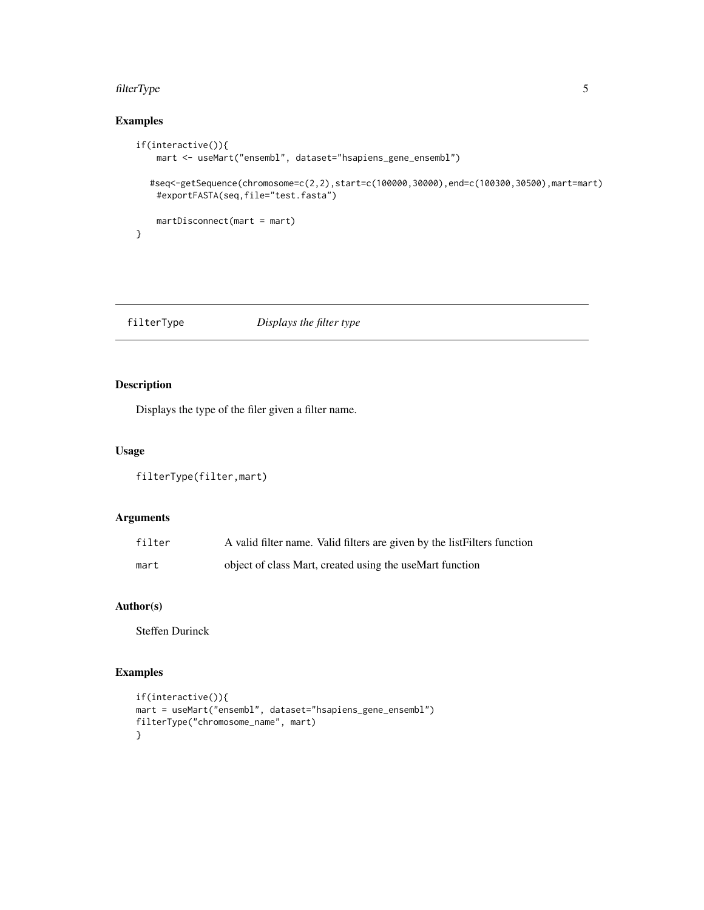## Examples

```
if(interactive()){
    mart <- useMart("ensembl", dataset="hsapiens_gene_ensembl")

   #seq<-getSequence(chromosome=c(2,2),start=c(100000,30000),end=c(100300,30500),mart=mart)
    #exportFASTA(seq,file="test.fasta")

    martDisconnect(mart = mart)
}
```

---

## filterType    *Displays the filter type*

---

### Description

Displays the type of the filer given a filter name.

### Usage

```
filterType(filter,mart)
```

### Arguments

| | |
|---|---|
| filter | A valid filter name. Valid filters are given by the listFilters function |
| mart | object of class Mart, created using the useMart function |

### Author(s)

Steffen Durinck

### Examples

```
if(interactive()){
mart = useMart("ensembl", dataset="hsapiens_gene_ensembl")
filterType("chromosome_name", mart)
}
```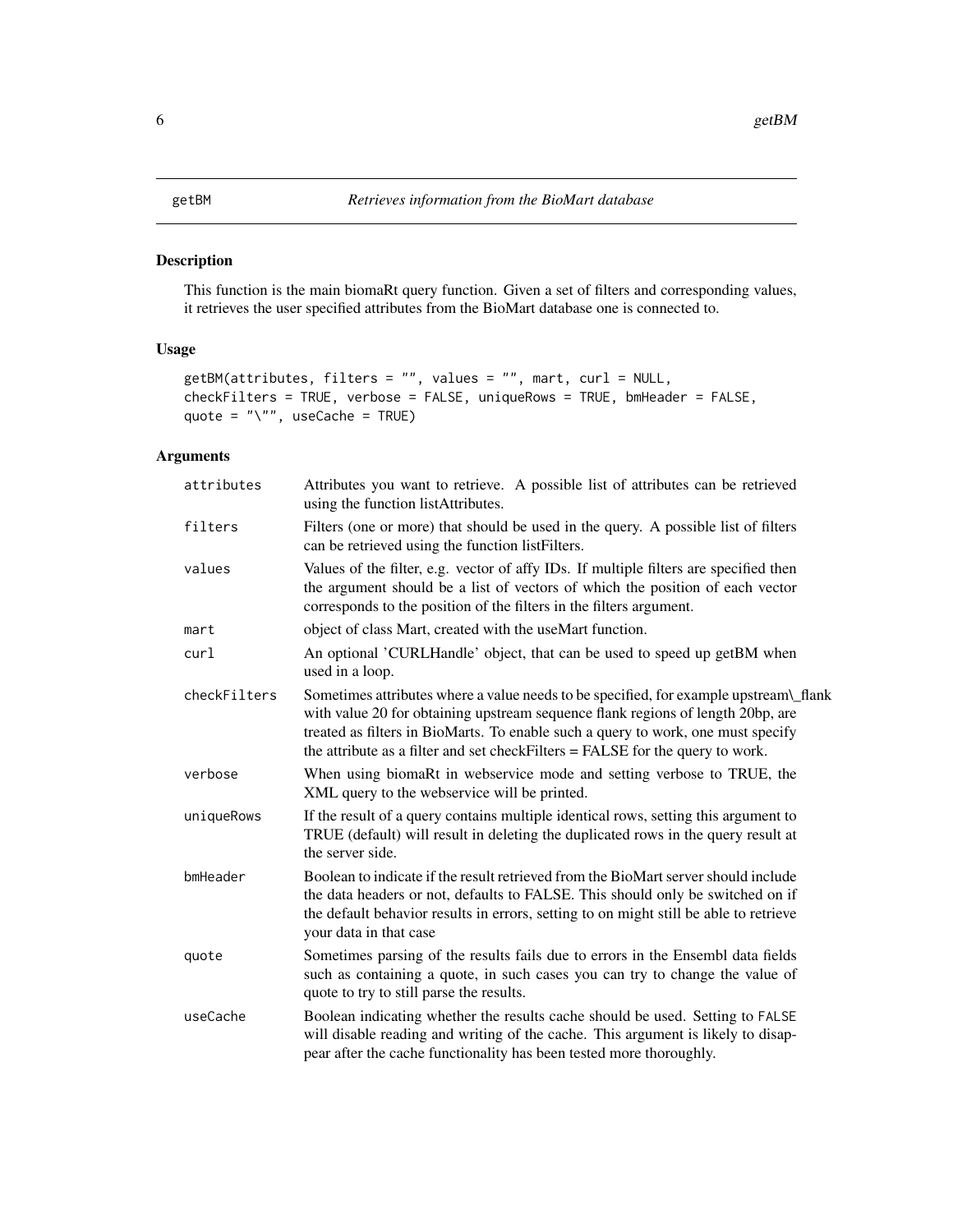# getBM — *Retrieves information from the BioMart database*

## Description

This function is the main biomaRt query function. Given a set of filters and corresponding values, it retrieves the user specified attributes from the BioMart database one is connected to.

## Usage

```
getBM(attributes, filters = "", values = "", mart, curl = NULL,
checkFilters = TRUE, verbose = FALSE, uniqueRows = TRUE, bmHeader = FALSE,
quote = "\"", useCache = TRUE)
```

## Arguments

| Argument | Description |
|---|---|
| `attributes` | Attributes you want to retrieve. A possible list of attributes can be retrieved using the function listAttributes. |
| `filters` | Filters (one or more) that should be used in the query. A possible list of filters can be retrieved using the function listFilters. |
| `values` | Values of the filter, e.g. vector of affy IDs. If multiple filters are specified then the argument should be a list of vectors of which the position of each vector corresponds to the position of the filters in the filters argument. |
| `mart` | object of class Mart, created with the useMart function. |
| `curl` | An optional 'CURLHandle' object, that can be used to speed up getBM when used in a loop. |
| `checkFilters` | Sometimes attributes where a value needs to be specified, for example upstream\_flank with value 20 for obtaining upstream sequence flank regions of length 20bp, are treated as filters in BioMarts. To enable such a query to work, one must specify the attribute as a filter and set checkFilters = FALSE for the query to work. |
| `verbose` | When using biomaRt in webservice mode and setting verbose to TRUE, the XML query to the webservice will be printed. |
| `uniqueRows` | If the result of a query contains multiple identical rows, setting this argument to TRUE (default) will result in deleting the duplicated rows in the query result at the server side. |
| `bmHeader` | Boolean to indicate if the result retrieved from the BioMart server should include the data headers or not, defaults to FALSE. This should only be switched on if the default behavior results in errors, setting to on might still be able to retrieve your data in that case |
| `quote` | Sometimes parsing of the results fails due to errors in the Ensembl data fields such as containing a quote, in such cases you can try to change the value of quote to try to still parse the results. |
| `useCache` | Boolean indicating whether the results cache should be used. Setting to `FALSE` will disable reading and writing of the cache. This argument is likely to disappear after the cache functionality has been tested more thoroughly. |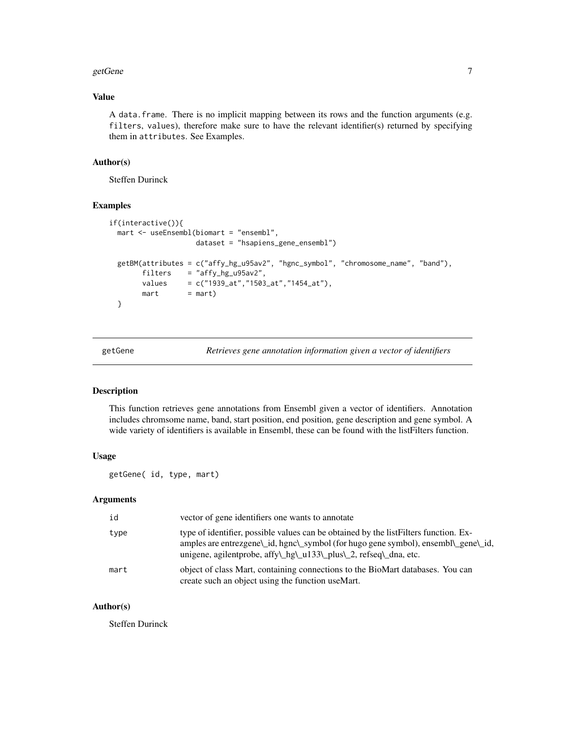### Value

A `data.frame`. There is no implicit mapping between its rows and the function arguments (e.g. `filters`, `values`), therefore make sure to have the relevant identifier(s) returned by specifying them in `attributes`. See Examples.

### Author(s)

Steffen Durinck

### Examples

```
if(interactive()){
  mart <- useEnsembl(biomart = "ensembl",
                     dataset = "hsapiens_gene_ensembl")

  getBM(attributes = c("affy_hg_u95av2", "hgnc_symbol", "chromosome_name", "band"),
        filters    = "affy_hg_u95av2",
        values     = c("1939_at","1503_at","1454_at"),
        mart       = mart)
  }
```

---

## getGene    *Retrieves gene annotation information given a vector of identifiers*

---

### Description

This function retrieves gene annotations from Ensembl given a vector of identifiers. Annotation includes chromsome name, band, start position, end position, gene description and gene symbol. A wide variety of identifiers is available in Ensembl, these can be found with the listFilters function.

### Usage

```
getGene( id, type, mart)
```

### Arguments

| | |
|---|---|
| `id` | vector of gene identifiers one wants to annotate |
| `type` | type of identifier, possible values can be obtained by the listFilters function. Examples are entrezgene\_id, hgnc\_symbol (for hugo gene symbol), ensembl\_gene\_id, unigene, agilentprobe, affy\_hg\_u133\_plus\_2, refseq\_dna, etc. |
| `mart` | object of class Mart, containing connections to the BioMart databases. You can create such an object using the function useMart. |

### Author(s)

Steffen Durinck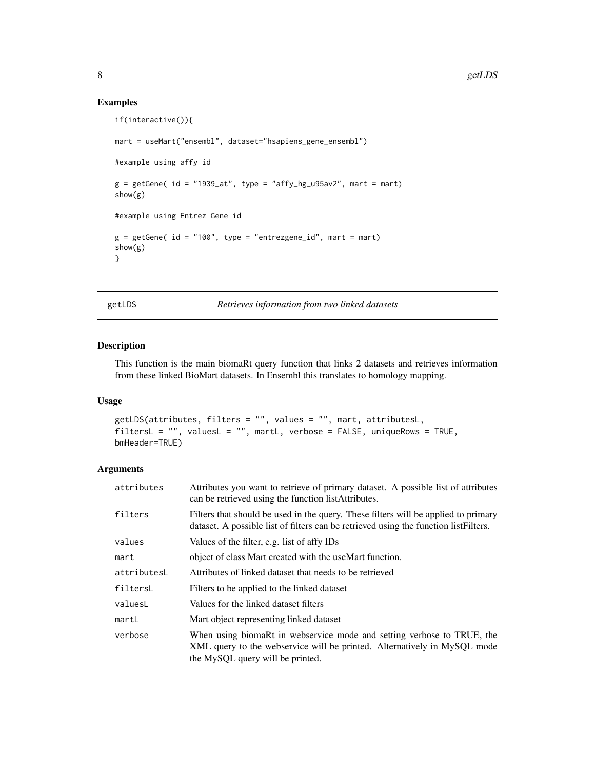## Examples

```
if(interactive()){

mart = useMart("ensembl", dataset="hsapiens_gene_ensembl")

#example using affy id

g = getGene( id = "1939_at", type = "affy_hg_u95av2", mart = mart)
show(g)

#example using Entrez Gene id

g = getGene( id = "100", type = "entrezgene_id", mart = mart)
show(g)
}
```

---

# getLDS *Retrieves information from two linked datasets*

---

## Description

This function is the main biomaRt query function that links 2 datasets and retrieves information from these linked BioMart datasets. In Ensembl this translates to homology mapping.

## Usage

```
getLDS(attributes, filters = "", values = "", mart, attributesL,
filtersL = "", valuesL = "", martL, verbose = FALSE, uniqueRows = TRUE,
bmHeader=TRUE)
```

## Arguments

| | |
|---|---|
| attributes | Attributes you want to retrieve of primary dataset. A possible list of attributes can be retrieved using the function listAttributes. |
| filters | Filters that should be used in the query. These filters will be applied to primary dataset. A possible list of filters can be retrieved using the function listFilters. |
| values | Values of the filter, e.g. list of affy IDs |
| mart | object of class Mart created with the useMart function. |
| attributesL | Attributes of linked dataset that needs to be retrieved |
| filtersL | Filters to be applied to the linked dataset |
| valuesL | Values for the linked dataset filters |
| martL | Mart object representing linked dataset |
| verbose | When using biomaRt in webservice mode and setting verbose to TRUE, the XML query to the webservice will be printed. Alternatively in MySQL mode the MySQL query will be printed. |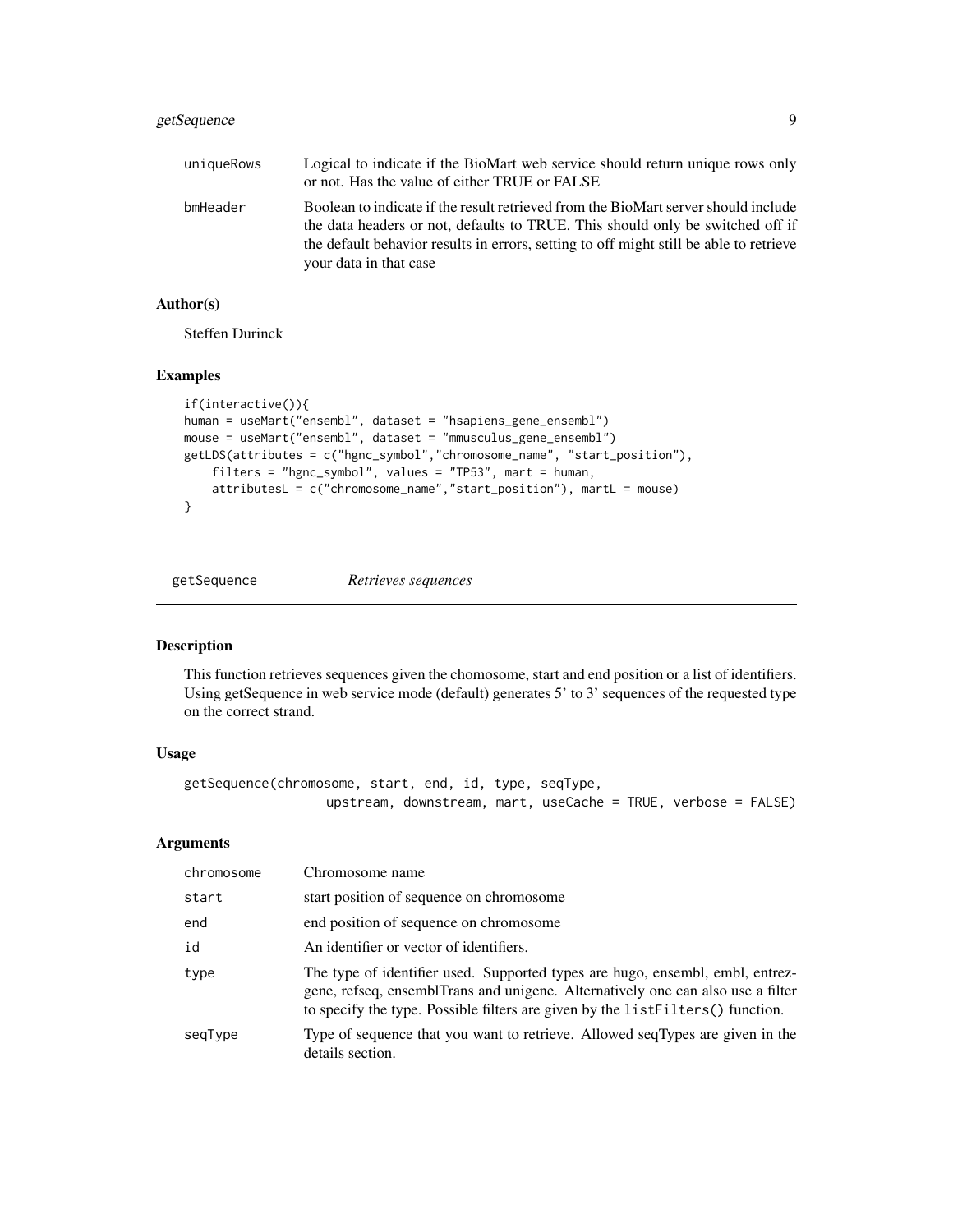| | |
|---|---|
| uniqueRows | Logical to indicate if the BioMart web service should return unique rows only or not. Has the value of either TRUE or FALSE |
| bmHeader | Boolean to indicate if the result retrieved from the BioMart server should include the data headers or not, defaults to TRUE. This should only be switched off if the default behavior results in errors, setting to off might still be able to retrieve your data in that case |

### Author(s)

Steffen Durinck

### Examples

```
if(interactive()){
human = useMart("ensembl", dataset = "hsapiens_gene_ensembl")
mouse = useMart("ensembl", dataset = "mmusculus_gene_ensembl")
getLDS(attributes = c("hgnc_symbol","chromosome_name", "start_position"),
    filters = "hgnc_symbol", values = "TP53", mart = human,
    attributesL = c("chromosome_name","start_position"), martL = mouse)
}
```

## getSequence    *Retrieves sequences*

### Description

This function retrieves sequences given the chomosome, start and end position or a list of identifiers. Using getSequence in web service mode (default) generates 5' to 3' sequences of the requested type on the correct strand.

### Usage

```
getSequence(chromosome, start, end, id, type, seqType,
                  upstream, downstream, mart, useCache = TRUE, verbose = FALSE)
```

### Arguments

| | |
|---|---|
| chromosome | Chromosome name |
| start | start position of sequence on chromosome |
| end | end position of sequence on chromosome |
| id | An identifier or vector of identifiers. |
| type | The type of identifier used. Supported types are hugo, ensembl, embl, entrezgene, refseq, ensemblTrans and unigene. Alternatively one can also use a filter to specify the type. Possible filters are given by the `listFilters()` function. |
| seqType | Type of sequence that you want to retrieve. Allowed seqTypes are given in the details section. |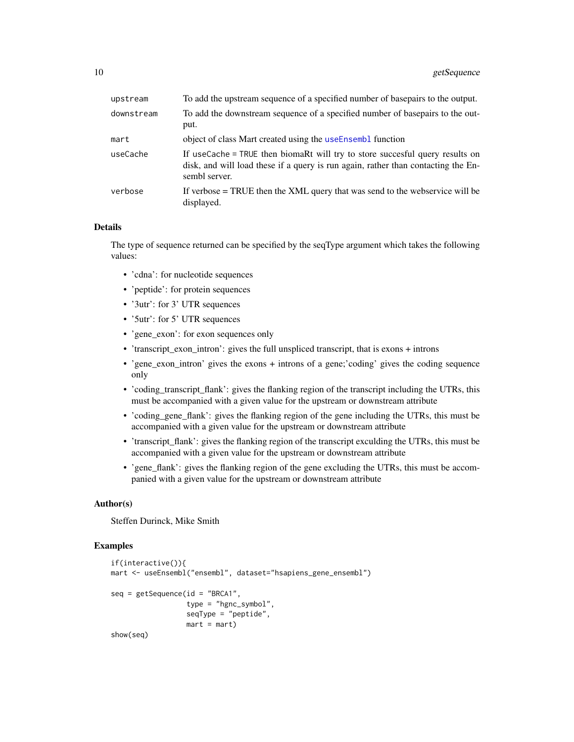| | |
|---|---|
| upstream | To add the upstream sequence of a specified number of basepairs to the output. |
| downstream | To add the downstream sequence of a specified number of basepairs to the output. |
| mart | object of class Mart created using the `useEnsembl` function |
| useCache | If `useCache = TRUE` then biomaRt will try to store succesful query results on disk, and will load these if a query is run again, rather than contacting the Ensembl server. |
| verbose | If verbose = TRUE then the XML query that was send to the webservice will be displayed. |

## Details

The type of sequence returned can be specified by the seqType argument which takes the following values:

- 'cdna': for nucleotide sequences
- 'peptide': for protein sequences
- '3utr': for 3' UTR sequences
- '5utr': for 5' UTR sequences
- 'gene_exon': for exon sequences only
- 'transcript_exon_intron': gives the full unspliced transcript, that is exons + introns
- 'gene_exon_intron' gives the exons + introns of a gene;'coding' gives the coding sequence only
- 'coding_transcript_flank': gives the flanking region of the transcript including the UTRs, this must be accompanied with a given value for the upstream or downstream attribute
- 'coding_gene_flank': gives the flanking region of the gene including the UTRs, this must be accompanied with a given value for the upstream or downstream attribute
- 'transcript_flank': gives the flanking region of the transcript exculding the UTRs, this must be accompanied with a given value for the upstream or downstream attribute
- 'gene_flank': gives the flanking region of the gene excluding the UTRs, this must be accompanied with a given value for the upstream or downstream attribute

## Author(s)

Steffen Durinck, Mike Smith

## Examples

```
if(interactive()){
mart <- useEnsembl("ensembl", dataset="hsapiens_gene_ensembl")

seq = getSequence(id = "BRCA1",
                  type = "hgnc_symbol",
                  seqType = "peptide",
                  mart = mart)
show(seq)
```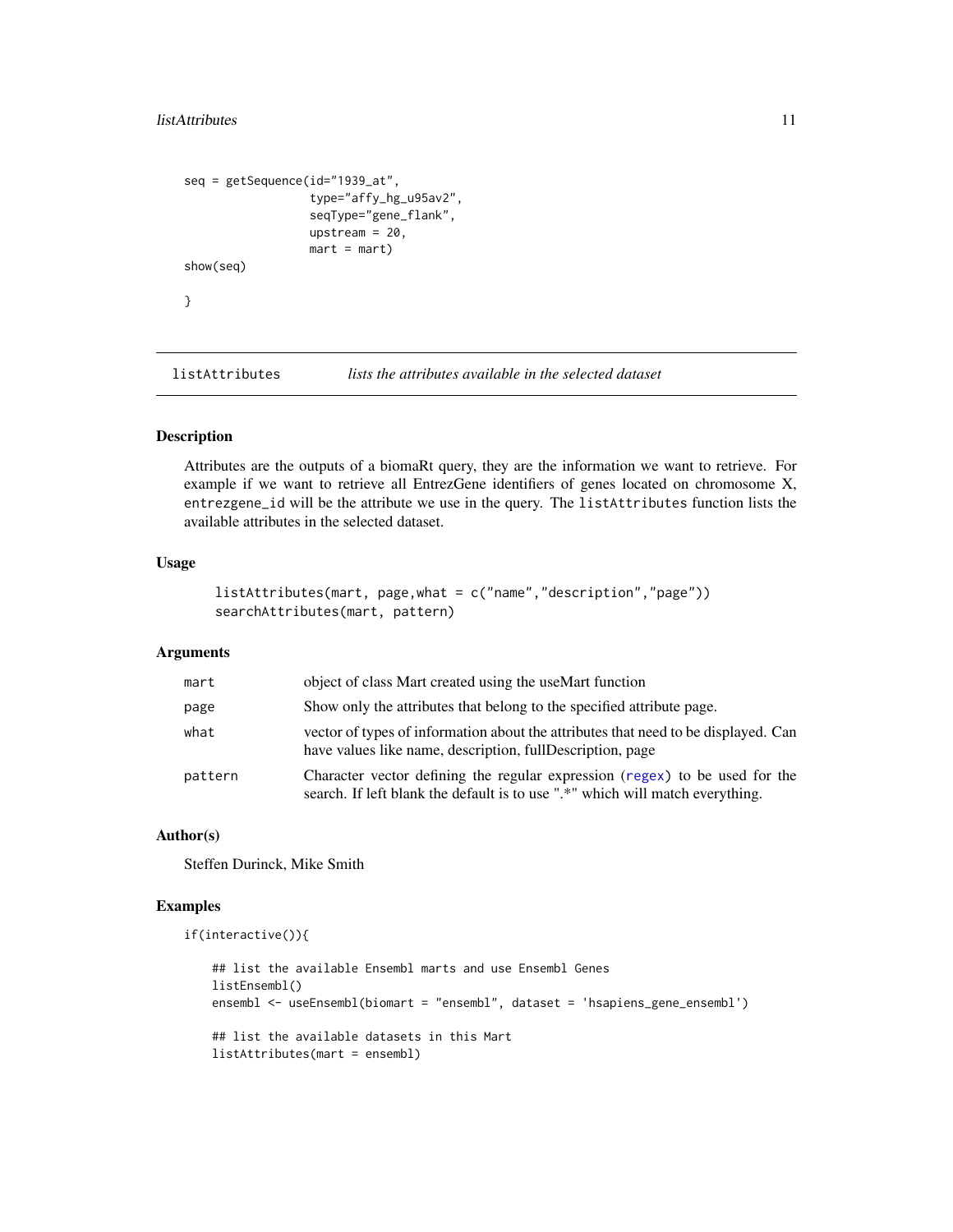```
seq = getSequence(id="1939_at",
                  type="affy_hg_u95av2",
                  seqType="gene_flank",
                  upstream = 20,
                  mart = mart)
show(seq)

}
```

## listAttributes — *lists the attributes available in the selected dataset*

### Description

Attributes are the outputs of a biomaRt query, they are the information we want to retrieve. For example if we want to retrieve all EntrezGene identifiers of genes located on chromosome X, `entrezgene_id` will be the attribute we use in the query. The `listAttributes` function lists the available attributes in the selected dataset.

### Usage

```
listAttributes(mart, page,what = c("name","description","page"))
searchAttributes(mart, pattern)
```

### Arguments

| | |
|---|---|
| `mart` | object of class Mart created using the useMart function |
| `page` | Show only the attributes that belong to the specified attribute page. |
| `what` | vector of types of information about the attributes that need to be displayed. Can have values like name, description, fullDescription, page |
| `pattern` | Character vector defining the regular expression (regex) to be used for the search. If left blank the default is to use ".*" which will match everything. |

### Author(s)

Steffen Durinck, Mike Smith

### Examples

```
if(interactive()){

    ## list the available Ensembl marts and use Ensembl Genes
    listEnsembl()
    ensembl <- useEnsembl(biomart = "ensembl", dataset = 'hsapiens_gene_ensembl')

    ## list the available datasets in this Mart
    listAttributes(mart = ensembl)
```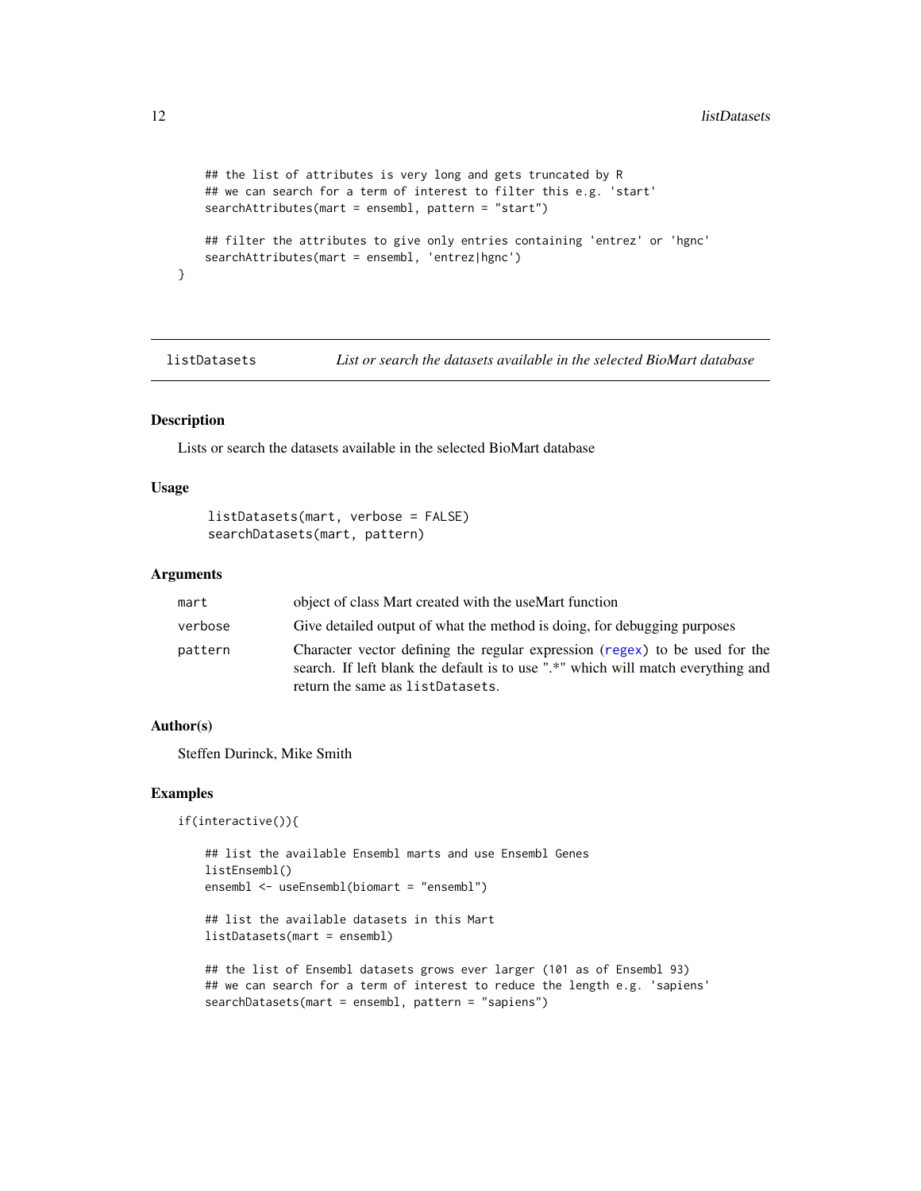```
    ## the list of attributes is very long and gets truncated by R
    ## we can search for a term of interest to filter this e.g. 'start'
    searchAttributes(mart = ensembl, pattern = "start")

    ## filter the attributes to give only entries containing 'entrez' or 'hgnc'
    searchAttributes(mart = ensembl, 'entrez|hgnc')
}
```

---

## listDatasets — *List or search the datasets available in the selected BioMart database*

### Description

Lists or search the datasets available in the selected BioMart database

### Usage

```
listDatasets(mart, verbose = FALSE)
searchDatasets(mart, pattern)
```

### Arguments

| | |
|---|---|
| mart | object of class Mart created with the useMart function |
| verbose | Give detailed output of what the method is doing, for debugging purposes |
| pattern | Character vector defining the regular expression (regex) to be used for the search. If left blank the default is to use ".*" which will match everything and return the same as `listDatasets`. |

### Author(s)

Steffen Durinck, Mike Smith

### Examples

```
if(interactive()){

    ## list the available Ensembl marts and use Ensembl Genes
    listEnsembl()
    ensembl <- useEnsembl(biomart = "ensembl")

    ## list the available datasets in this Mart
    listDatasets(mart = ensembl)

    ## the list of Ensembl datasets grows ever larger (101 as of Ensembl 93)
    ## we can search for a term of interest to reduce the length e.g. 'sapiens'
    searchDatasets(mart = ensembl, pattern = "sapiens")
```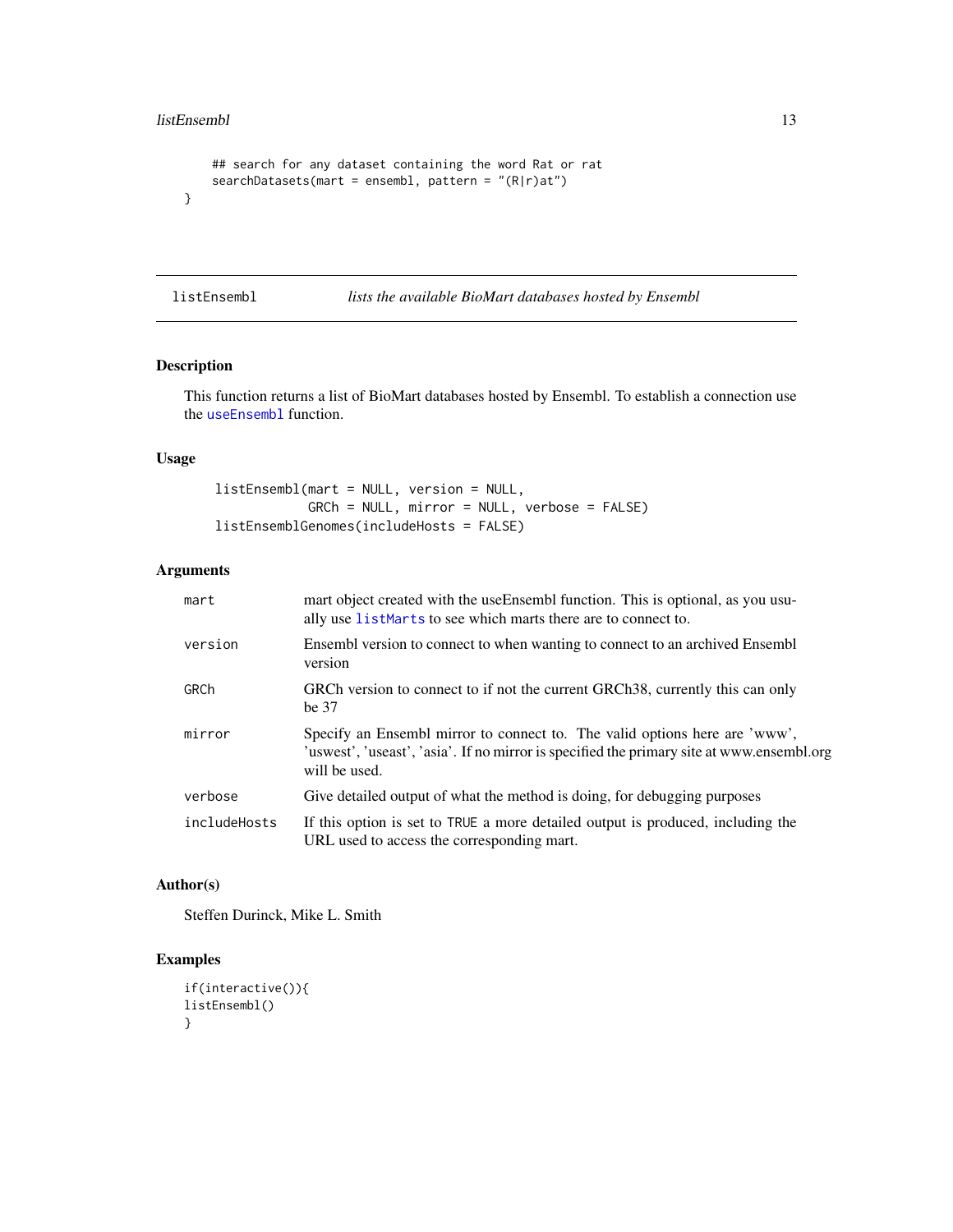```
    ## search for any dataset containing the word Rat or rat
    searchDatasets(mart = ensembl, pattern = "(R|r)at")
}
```

## listEnsembl — *lists the available BioMart databases hosted by Ensembl*

### Description

This function returns a list of BioMart databases hosted by Ensembl. To establish a connection use the `useEnsembl` function.

### Usage

```
listEnsembl(mart = NULL, version = NULL,
            GRCh = NULL, mirror = NULL, verbose = FALSE)
listEnsemblGenomes(includeHosts = FALSE)
```

### Arguments

| Argument | Description |
|---|---|
| `mart` | mart object created with the useEnsembl function. This is optional, as you usually use `listMarts` to see which marts there are to connect to. |
| `version` | Ensembl version to connect to when wanting to connect to an archived Ensembl version |
| `GRCh` | GRCh version to connect to if not the current GRCh38, currently this can only be 37 |
| `mirror` | Specify an Ensembl mirror to connect to. The valid options here are 'www', 'uswest', 'useast', 'asia'. If no mirror is specified the primary site at www.ensembl.org will be used. |
| `verbose` | Give detailed output of what the method is doing, for debugging purposes |
| `includeHosts` | If this option is set to `TRUE` a more detailed output is produced, including the URL used to access the corresponding mart. |

### Author(s)

Steffen Durinck, Mike L. Smith

### Examples

```
if(interactive()){
listEnsembl()
}
```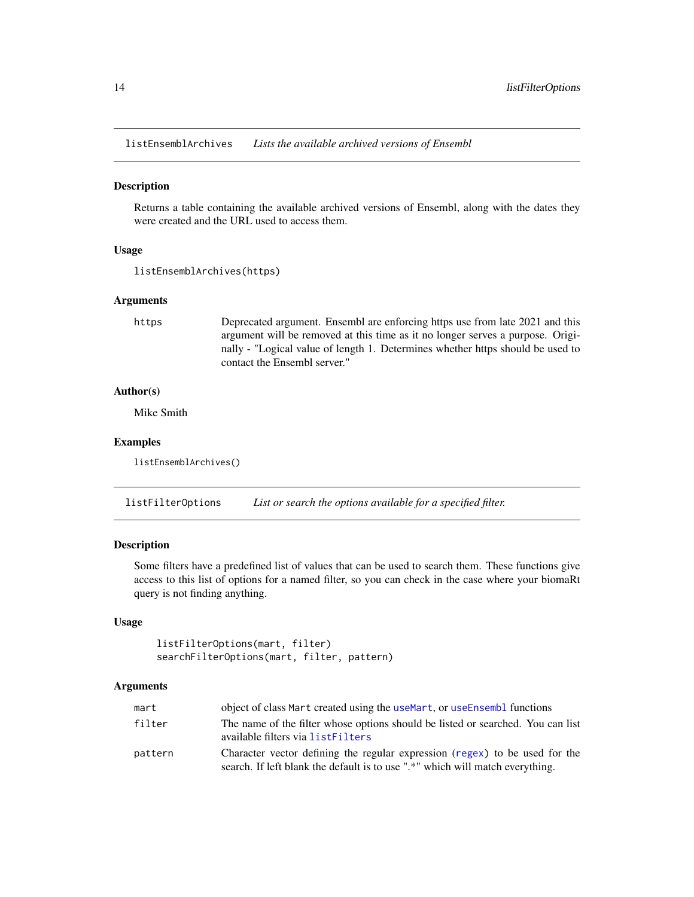## listEnsemblArchives — *Lists the available archived versions of Ensembl*

### Description

Returns a table containing the available archived versions of Ensembl, along with the dates they were created and the URL used to access them.

### Usage

```
listEnsemblArchives(https)
```

### Arguments

| | |
|---|---|
| https | Deprecated argument. Ensembl are enforcing https use from late 2021 and this argument will be removed at this time as it no longer serves a purpose. Originally - "Logical value of length 1. Determines whether https should be used to contact the Ensembl server." |

### Author(s)

Mike Smith

### Examples

```
listEnsemblArchives()
```

## listFilterOptions — *List or search the options available for a specified filter.*

### Description

Some filters have a predefined list of values that can be used to search them. These functions give access to this list of options for a named filter, so you can check in the case where your biomaRt query is not finding anything.

### Usage

```
listFilterOptions(mart, filter)
searchFilterOptions(mart, filter, pattern)
```

### Arguments

| | |
|---|---|
| mart | object of class Mart created using the useMart, or useEnsembl functions |
| filter | The name of the filter whose options should be listed or searched. You can list available filters via listFilters |
| pattern | Character vector defining the regular expression (regex) to be used for the search. If left blank the default is to use ".*" which will match everything. |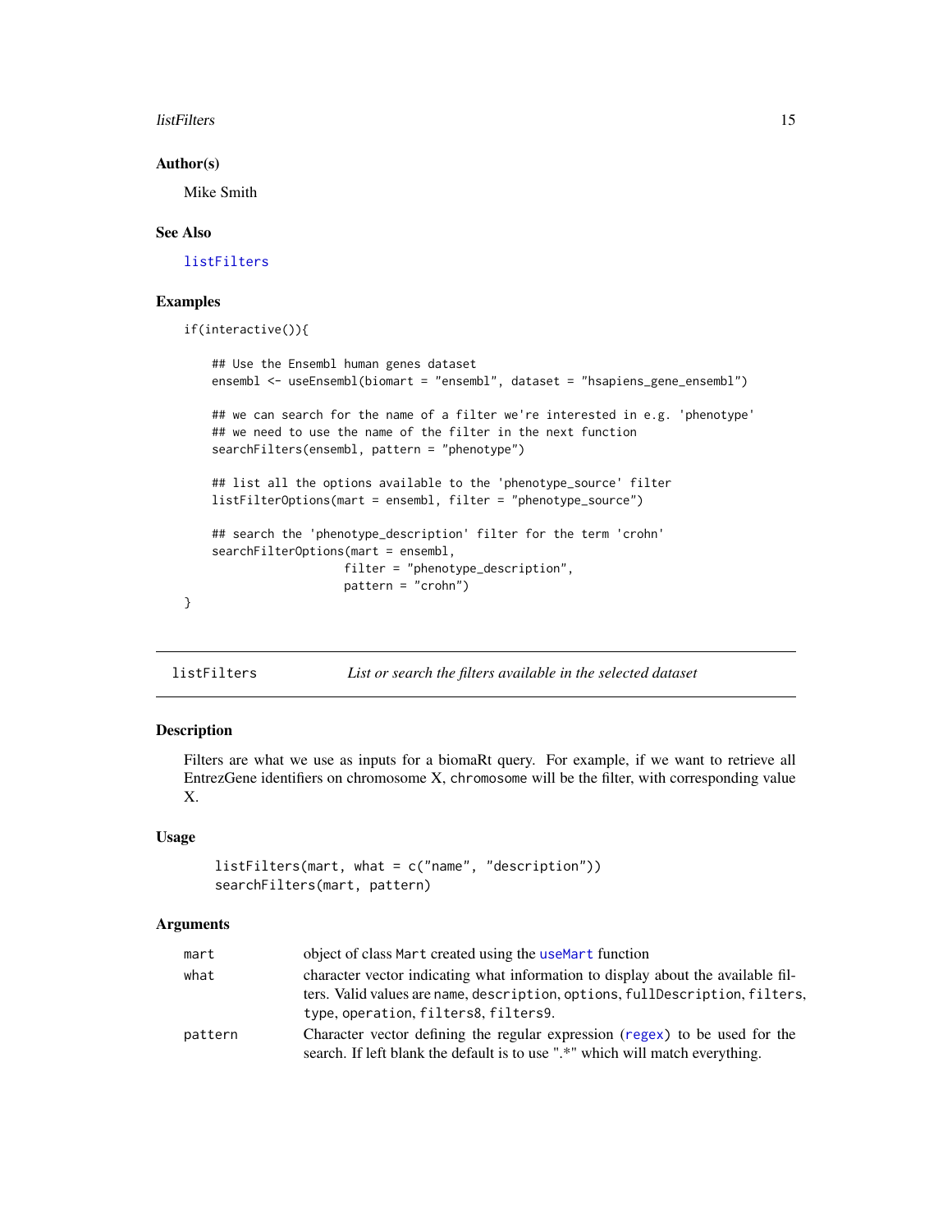### Author(s)

Mike Smith

### See Also

listFilters

### Examples

```
if(interactive()){

    ## Use the Ensembl human genes dataset
    ensembl <- useEnsembl(biomart = "ensembl", dataset = "hsapiens_gene_ensembl")

    ## we can search for the name of a filter we're interested in e.g. 'phenotype'
    ## we need to use the name of the filter in the next function
    searchFilters(ensembl, pattern = "phenotype")

    ## list all the options available to the 'phenotype_source' filter
    listFilterOptions(mart = ensembl, filter = "phenotype_source")

    ## search the 'phenotype_description' filter for the term 'crohn'
    searchFilterOptions(mart = ensembl,
                        filter = "phenotype_description",
                        pattern = "crohn")
}
```

---

## listFilters — *List or search the filters available in the selected dataset*

### Description

Filters are what we use as inputs for a biomaRt query. For example, if we want to retrieve all EntrezGene identifiers on chromosome X, `chromosome` will be the filter, with corresponding value X.

### Usage

```
listFilters(mart, what = c("name", "description"))
searchFilters(mart, pattern)
```

### Arguments

| | |
|---|---|
| mart | object of class `Mart` created using the `useMart` function |
| what | character vector indicating what information to display about the available filters. Valid values are `name`, `description`, `options`, `fullDescription`, `filters`, `type`, `operation`, `filters8`, `filters9`. |
| pattern | Character vector defining the regular expression (`regex`) to be used for the search. If left blank the default is to use ".*" which will match everything. |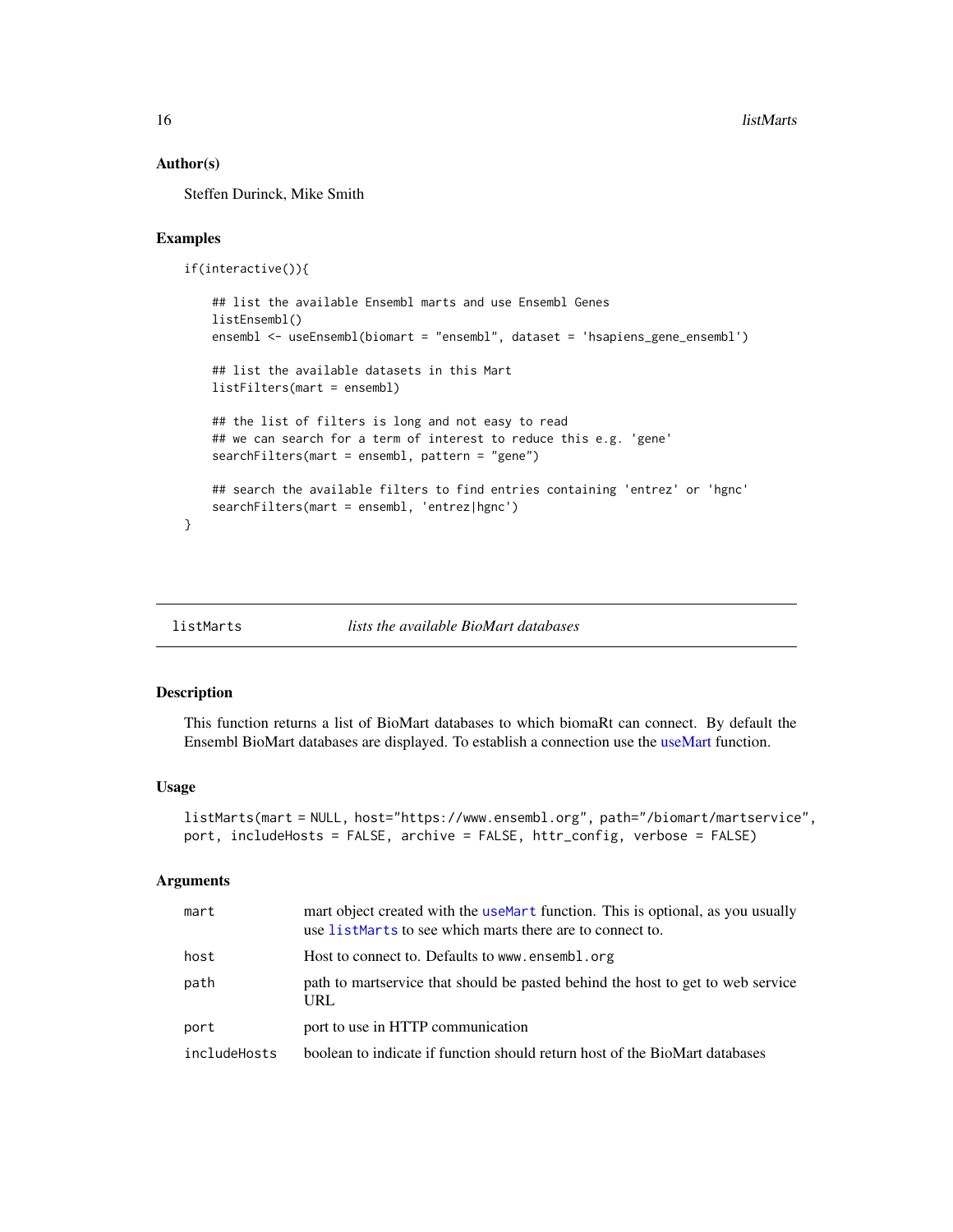### Author(s)

Steffen Durinck, Mike Smith

### Examples

```
if(interactive()){

    ## list the available Ensembl marts and use Ensembl Genes
    listEnsembl()
    ensembl <- useEnsembl(biomart = "ensembl", dataset = 'hsapiens_gene_ensembl')

    ## list the available datasets in this Mart
    listFilters(mart = ensembl)

    ## the list of filters is long and not easy to read
    ## we can search for a term of interest to reduce this e.g. 'gene'
    searchFilters(mart = ensembl, pattern = "gene")

    ## search the available filters to find entries containing 'entrez' or 'hgnc'
    searchFilters(mart = ensembl, 'entrez|hgnc')
}
```

---

## listMarts — *lists the available BioMart databases*

---

### Description

This function returns a list of BioMart databases to which biomaRt can connect. By default the Ensembl BioMart databases are displayed. To establish a connection use the useMart function.

### Usage

```
listMarts(mart = NULL, host="https://www.ensembl.org", path="/biomart/martservice",
port, includeHosts = FALSE, archive = FALSE, httr_config, verbose = FALSE)
```

### Arguments

| | |
|---|---|
| `mart` | mart object created with the `useMart` function. This is optional, as you usually use `listMarts` to see which marts there are to connect to. |
| `host` | Host to connect to. Defaults to `www.ensembl.org` |
| `path` | path to martservice that should be pasted behind the host to get to web service URL |
| `port` | port to use in HTTP communication |
| `includeHosts` | boolean to indicate if function should return host of the BioMart databases |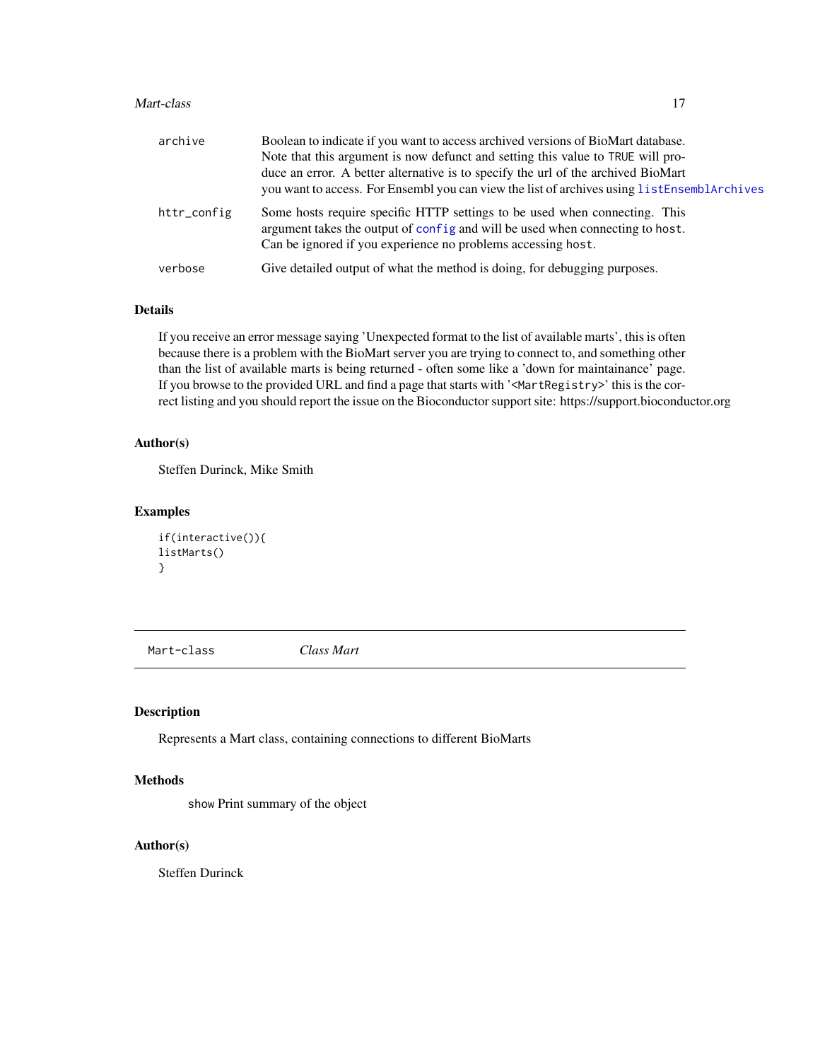| | |
|---|---|
| archive | Boolean to indicate if you want to access archived versions of BioMart database. Note that this argument is now defunct and setting this value to TRUE will produce an error. A better alternative is to specify the url of the archived BioMart you want to access. For Ensembl you can view the list of archives using `listEnsemblArchives` |
| httr_config | Some hosts require specific HTTP settings to be used when connecting. This argument takes the output of `config` and will be used when connecting to host. Can be ignored if you experience no problems accessing host. |
| verbose | Give detailed output of what the method is doing, for debugging purposes. |

## Details

If you receive an error message saying 'Unexpected format to the list of available marts', this is often because there is a problem with the BioMart server you are trying to connect to, and something other than the list of available marts is being returned - often some like a 'down for maintainance' page. If you browse to the provided URL and find a page that starts with '<MartRegistry>' this is the correct listing and you should report the issue on the Bioconductor support site: https://support.bioconductor.org

## Author(s)

Steffen Durinck, Mike Smith

## Examples

```
if(interactive()){
listMarts()
}
```

---

`Mart-class` *Class Mart*

---

## Description

Represents a Mart class, containing connections to different BioMarts

## Methods

`show` Print summary of the object

## Author(s)

Steffen Durinck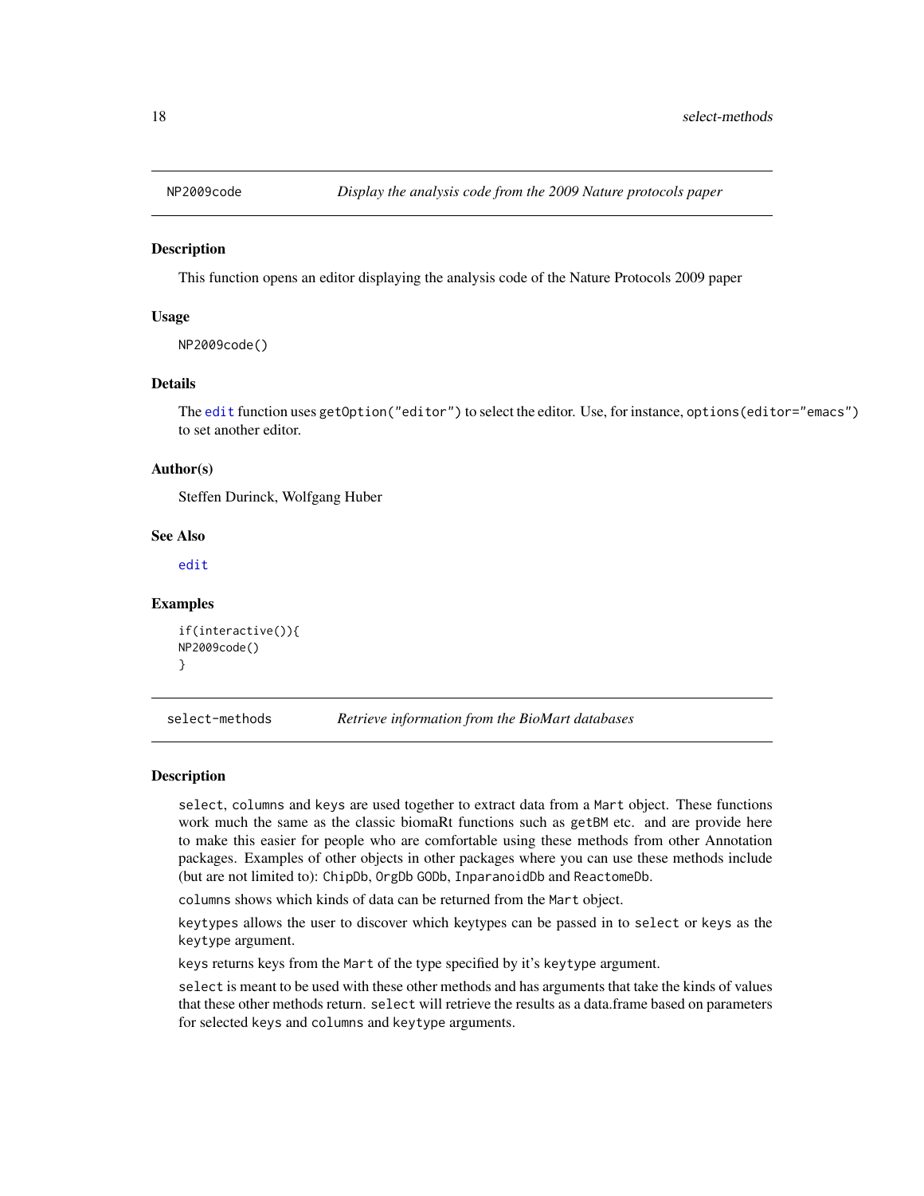## NP2009code — *Display the analysis code from the 2009 Nature protocols paper*

### Description

This function opens an editor displaying the analysis code of the Nature Protocols 2009 paper

### Usage

```
NP2009code()
```

### Details

The `edit` function uses `getOption("editor")` to select the editor. Use, for instance, `options(editor="emacs")` to set another editor.

### Author(s)

Steffen Durinck, Wolfgang Huber

### See Also

`edit`

### Examples

```
if(interactive()){
NP2009code()
}
```

## select-methods — *Retrieve information from the BioMart databases*

### Description

`select`, `columns` and `keys` are used together to extract data from a `Mart` object. These functions work much the same as the classic biomaRt functions such as `getBM` etc. and are provide here to make this easier for people who are comfortable using these methods from other Annotation packages. Examples of other objects in other packages where you can use these methods include (but are not limited to): `ChipDb`, `OrgDb` `GODb`, `InparanoidDb` and `ReactomeDb`.

`columns` shows which kinds of data can be returned from the `Mart` object.

`keytypes` allows the user to discover which keytypes can be passed in to `select` or `keys` as the `keytype` argument.

`keys` returns keys from the `Mart` of the type specified by it's `keytype` argument.

`select` is meant to be used with these other methods and has arguments that take the kinds of values that these other methods return. `select` will retrieve the results as a data.frame based on parameters for selected `keys` and `columns` and `keytype` arguments.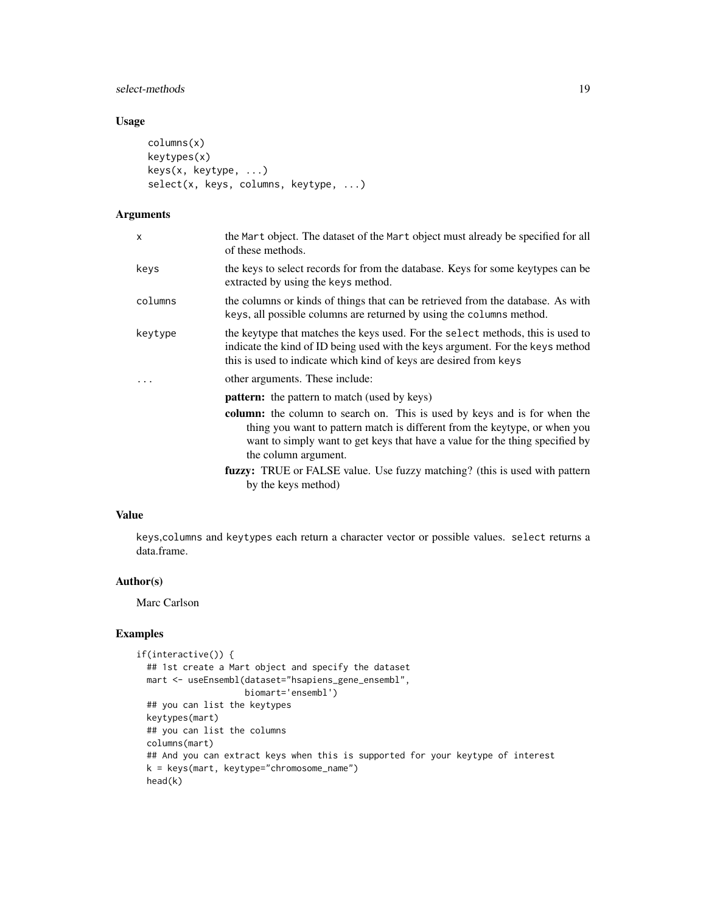## Usage

```
columns(x)
keytypes(x)
keys(x, keytype, ...)
select(x, keys, columns, keytype, ...)
```

## Arguments

| | |
|---|---|
| x | the Mart object. The dataset of the Mart object must already be specified for all of these methods. |
| keys | the keys to select records for from the database. Keys for some keytypes can be extracted by using the keys method. |
| columns | the columns or kinds of things that can be retrieved from the database. As with keys, all possible columns are returned by using the columns method. |
| keytype | the keytype that matches the keys used. For the select methods, this is used to indicate the kind of ID being used with the keys argument. For the keys method this is used to indicate which kind of keys are desired from keys |
| ... | other arguments. These include:<br>**pattern:** the pattern to match (used by keys)<br>**column:** the column to search on. This is used by keys and is for when the thing you want to pattern match is different from the keytype, or when you want to simply want to get keys that have a value for the thing specified by the column argument.<br>**fuzzy:** TRUE or FALSE value. Use fuzzy matching? (this is used with pattern by the keys method) |

## Value

keys,columns and keytypes each return a character vector or possible values. select returns a data.frame.

## Author(s)

Marc Carlson

## Examples

```
if(interactive()) {
  ## 1st create a Mart object and specify the dataset
  mart <- useEnsembl(dataset="hsapiens_gene_ensembl",
                     biomart='ensembl')
  ## you can list the keytypes
  keytypes(mart)
  ## you can list the columns
  columns(mart)
  ## And you can extract keys when this is supported for your keytype of interest
  k = keys(mart, keytype="chromosome_name")
  head(k)
```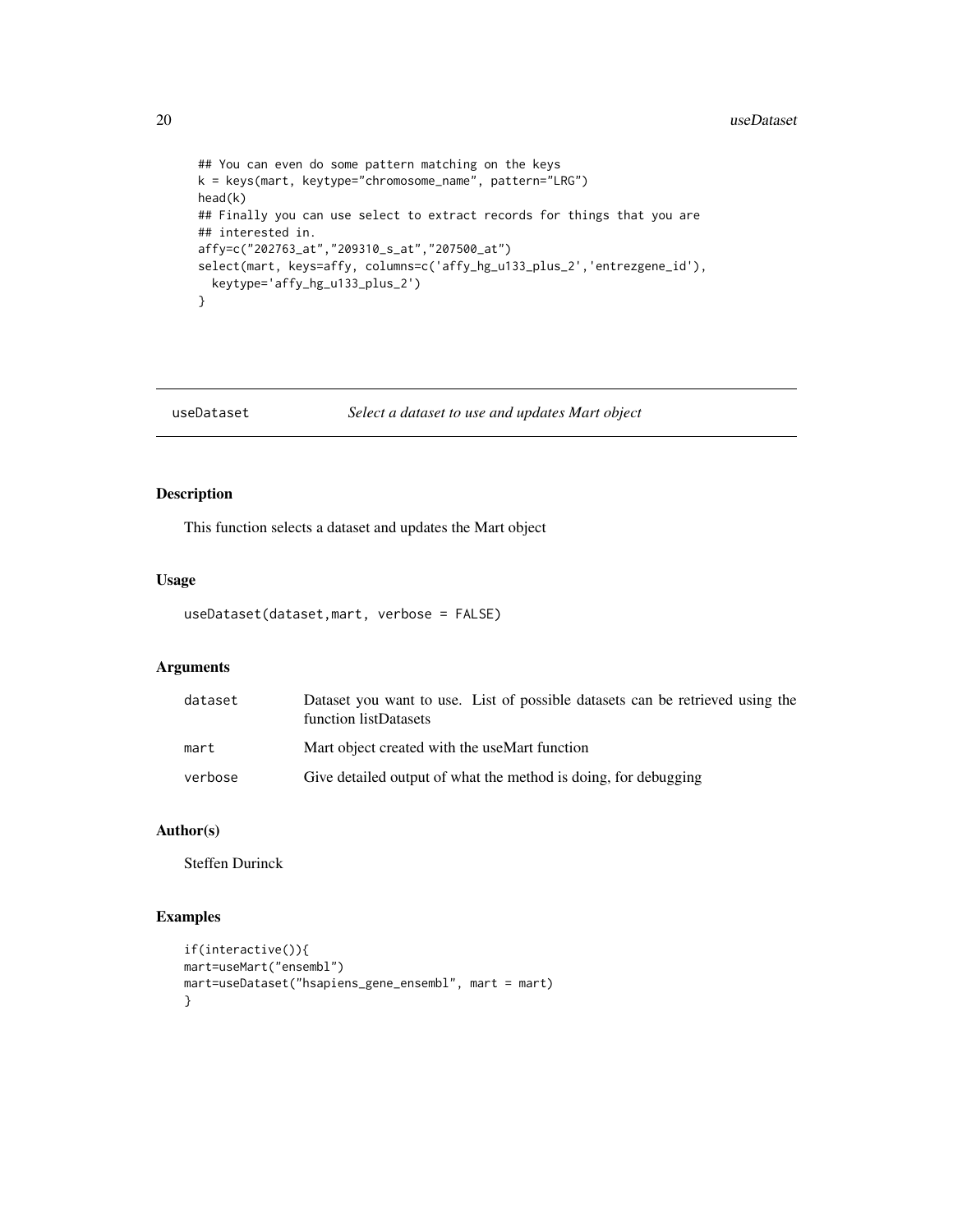```
## You can even do some pattern matching on the keys
k = keys(mart, keytype="chromosome_name", pattern="LRG")
head(k)
## Finally you can use select to extract records for things that you are
## interested in.
affy=c("202763_at","209310_s_at","207500_at")
select(mart, keys=affy, columns=c('affy_hg_u133_plus_2','entrezgene_id'),
  keytype='affy_hg_u133_plus_2')
}
```

---

## useDataset — *Select a dataset to use and updates Mart object*

### Description

This function selects a dataset and updates the Mart object

### Usage

```
useDataset(dataset,mart, verbose = FALSE)
```

### Arguments

| | |
|---|---|
| `dataset` | Dataset you want to use. List of possible datasets can be retrieved using the function listDatasets |
| `mart` | Mart object created with the useMart function |
| `verbose` | Give detailed output of what the method is doing, for debugging |

### Author(s)

Steffen Durinck

### Examples

```
if(interactive()){
mart=useMart("ensembl")
mart=useDataset("hsapiens_gene_ensembl", mart = mart)
}
```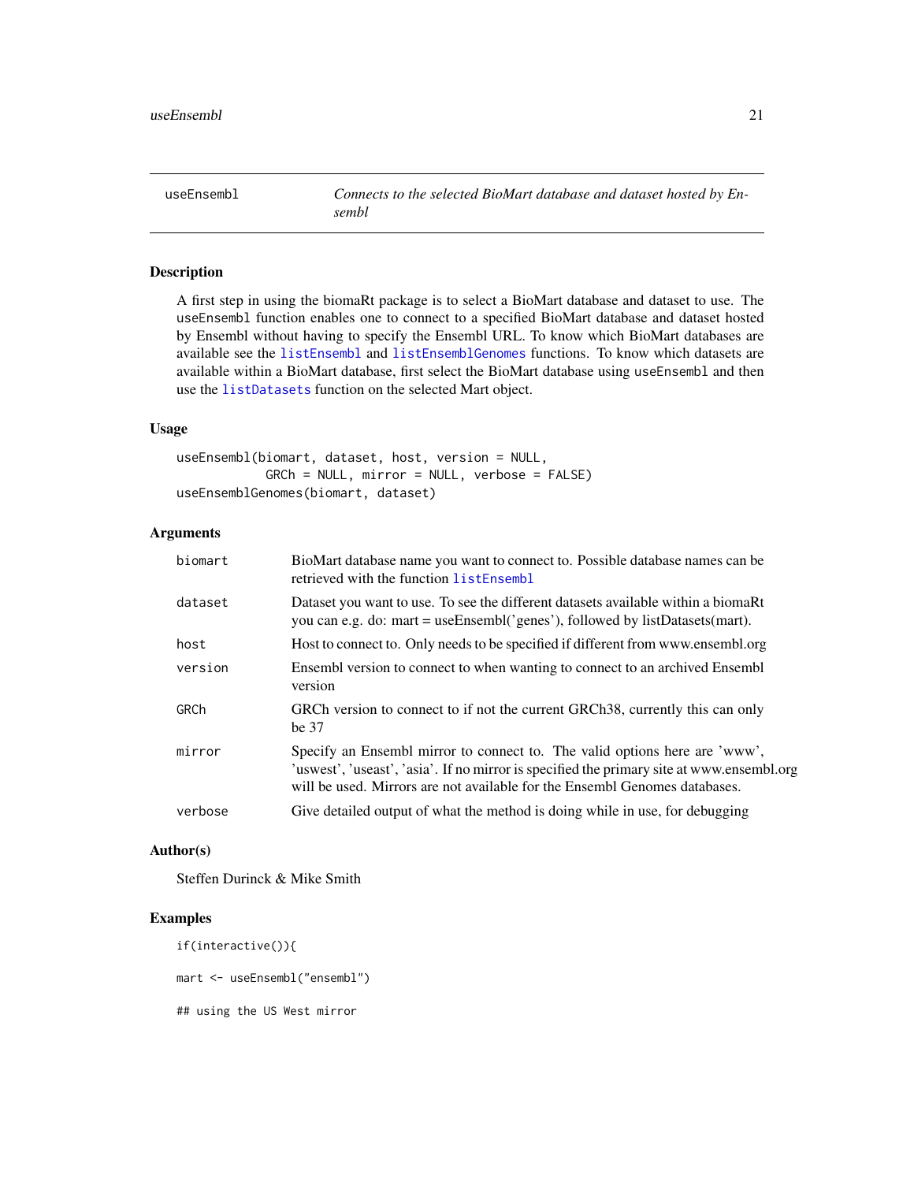useEnsembl — *Connects to the selected BioMart database and dataset hosted by Ensembl*

## Description

A first step in using the biomaRt package is to select a BioMart database and dataset to use. The `useEnsembl` function enables one to connect to a specified BioMart database and dataset hosted by Ensembl without having to specify the Ensembl URL. To know which BioMart databases are available see the `listEnsembl` and `listEnsemblGenomes` functions. To know which datasets are available within a BioMart database, first select the BioMart database using `useEnsembl` and then use the `listDatasets` function on the selected Mart object.

## Usage

```
useEnsembl(biomart, dataset, host, version = NULL,
           GRCh = NULL, mirror = NULL, verbose = FALSE)
useEnsemblGenomes(biomart, dataset)
```

## Arguments

| | |
|---|---|
| `biomart` | BioMart database name you want to connect to. Possible database names can be retrieved with the function `listEnsembl` |
| `dataset` | Dataset you want to use. To see the different datasets available within a biomaRt you can e.g. do: mart = useEnsembl('genes'), followed by listDatasets(mart). |
| `host` | Host to connect to. Only needs to be specified if different from www.ensembl.org |
| `version` | Ensembl version to connect to when wanting to connect to an archived Ensembl version |
| `GRCh` | GRCh version to connect to if not the current GRCh38, currently this can only be 37 |
| `mirror` | Specify an Ensembl mirror to connect to. The valid options here are 'www', 'uswest', 'useast', 'asia'. If no mirror is specified the primary site at www.ensembl.org will be used. Mirrors are not available for the Ensembl Genomes databases. |
| `verbose` | Give detailed output of what the method is doing while in use, for debugging |

## Author(s)

Steffen Durinck & Mike Smith

## Examples

```
if(interactive()){

mart <- useEnsembl("ensembl")

## using the US West mirror
```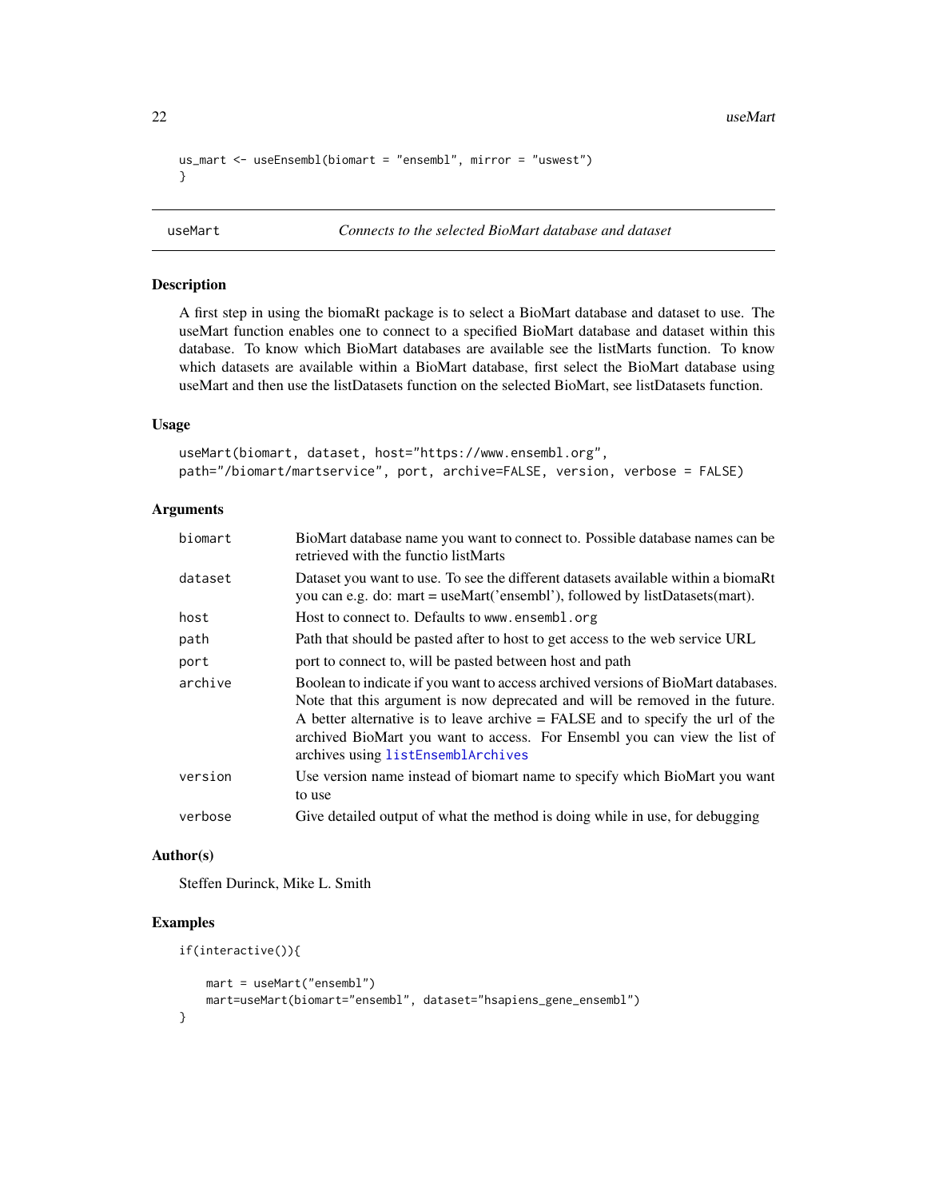```
us_mart <- useEnsembl(biomart = "ensembl", mirror = "uswest")
}
```

## useMart *Connects to the selected BioMart database and dataset*

### Description

A first step in using the biomaRt package is to select a BioMart database and dataset to use. The useMart function enables one to connect to a specified BioMart database and dataset within this database. To know which BioMart databases are available see the listMarts function. To know which datasets are available within a BioMart database, first select the BioMart database using useMart and then use the listDatasets function on the selected BioMart, see listDatasets function.

### Usage

```
useMart(biomart, dataset, host="https://www.ensembl.org",
path="/biomart/martservice", port, archive=FALSE, version, verbose = FALSE)
```

### Arguments

| | |
|---|---|
| biomart | BioMart database name you want to connect to. Possible database names can be retrieved with the functio listMarts |
| dataset | Dataset you want to use. To see the different datasets available within a biomaRt you can e.g. do: mart = useMart('ensembl'), followed by listDatasets(mart). |
| host | Host to connect to. Defaults to `www.ensembl.org` |
| path | Path that should be pasted after to host to get access to the web service URL |
| port | port to connect to, will be pasted between host and path |
| archive | Boolean to indicate if you want to access archived versions of BioMart databases. Note that this argument is now deprecated and will be removed in the future. A better alternative is to leave archive = FALSE and to specify the url of the archived BioMart you want to access. For Ensembl you can view the list of archives using `listEnsemblArchives` |
| version | Use version name instead of biomart name to specify which BioMart you want to use |
| verbose | Give detailed output of what the method is doing while in use, for debugging |

### Author(s)

Steffen Durinck, Mike L. Smith

### Examples

```
if(interactive()){

    mart = useMart("ensembl")
    mart=useMart(biomart="ensembl", dataset="hsapiens_gene_ensembl")
}
```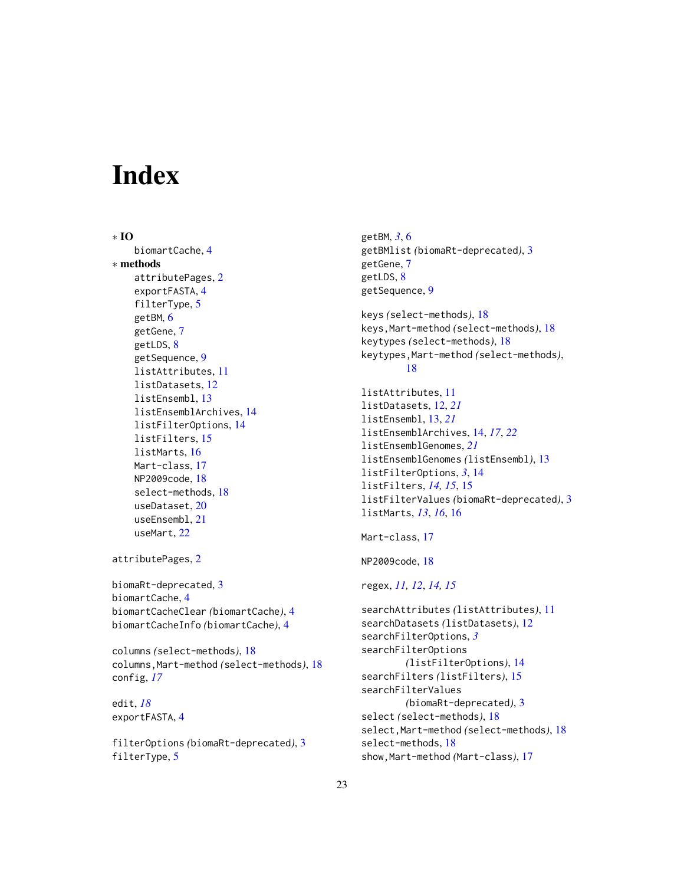# Index

∗ **IO**
  biomartCache, 4

∗ **methods**
  attributePages, 2
  exportFASTA, 4
  filterType, 5
  getBM, 6
  getGene, 7
  getLDS, 8
  getSequence, 9
  listAttributes, 11
  listDatasets, 12
  listEnsembl, 13
  listEnsemblArchives, 14
  listFilterOptions, 14
  listFilters, 15
  listMarts, 16
  Mart-class, 17
  NP2009code, 18
  select-methods, 18
  useDataset, 20
  useEnsembl, 21
  useMart, 22

attributePages, 2

biomaRt-deprecated, 3
biomartCache, 4
biomartCacheClear *(biomartCache)*, 4
biomartCacheInfo *(biomartCache)*, 4

columns *(select-methods)*, 18
columns,Mart-method *(select-methods)*, 18
config, *17*

edit, *18*
exportFASTA, 4

filterOptions *(biomaRt-deprecated)*, 3
filterType, 5

getBM, *3*, 6
getBMlist *(biomaRt-deprecated)*, 3
getGene, 7
getLDS, 8
getSequence, 9

keys *(select-methods)*, 18
keys,Mart-method *(select-methods)*, 18
keytypes *(select-methods)*, 18
keytypes,Mart-method *(select-methods)*, 18

listAttributes, 11
listDatasets, 12, *21*
listEnsembl, 13, *21*
listEnsemblArchives, 14, *17*, *22*
listEnsemblGenomes, *21*
listEnsemblGenomes *(listEnsembl)*, 13
listFilterOptions, *3*, 14
listFilters, *14*, *15*, 15
listFilterValues *(biomaRt-deprecated)*, 3
listMarts, *13*, *16*, 16

Mart-class, 17

NP2009code, 18

regex, *11*, *12*, *14*, *15*

searchAttributes *(listAttributes)*, 11
searchDatasets *(listDatasets)*, 12
searchFilterOptions, *3*
searchFilterOptions *(listFilterOptions)*, 14
searchFilters *(listFilters)*, 15
searchFilterValues *(biomaRt-deprecated)*, 3
select *(select-methods)*, 18
select,Mart-method *(select-methods)*, 18
select-methods, 18
show,Mart-method *(Mart-class)*, 17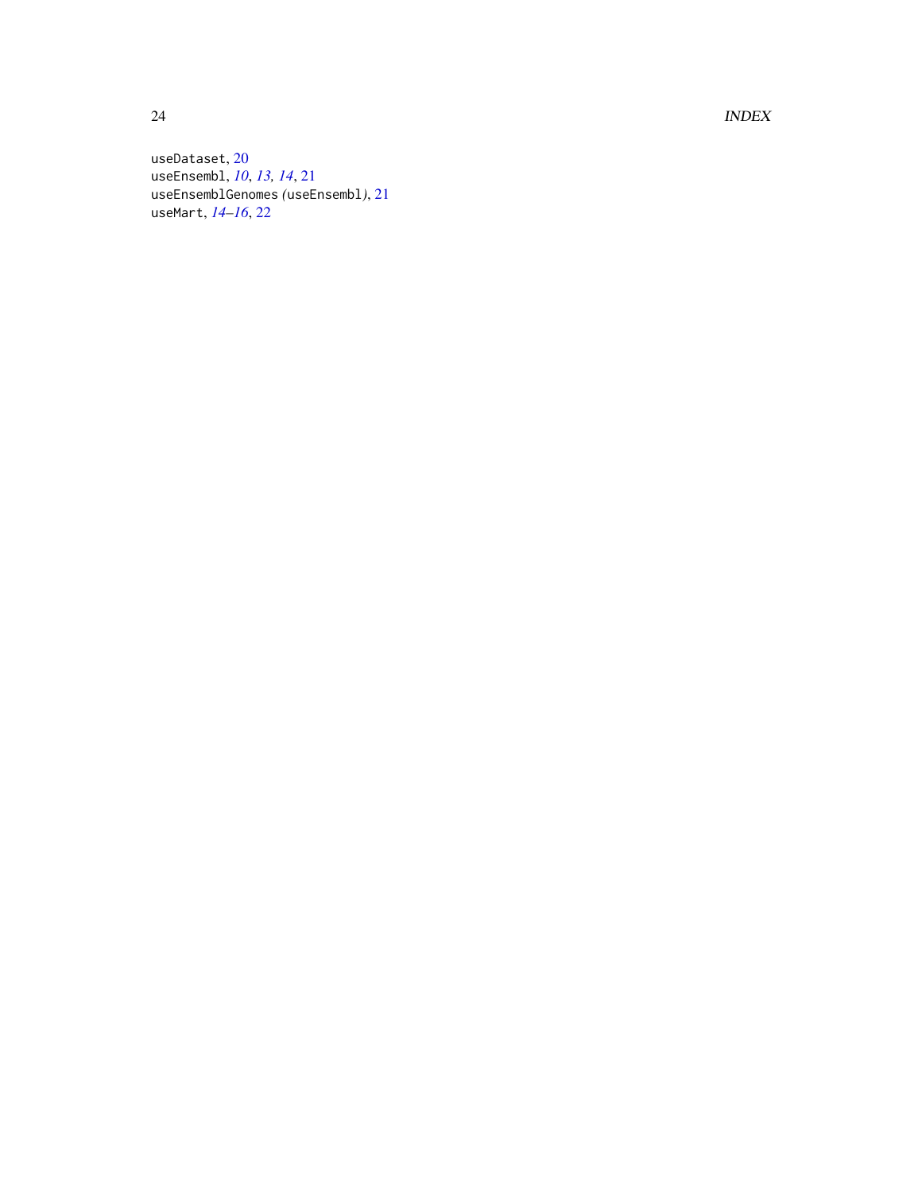useDataset, 20
useEnsembl, *10*, *13, 14*, 21
useEnsemblGenomes *(*useEnsembl*)*, 21
useMart, *14–16*, 22